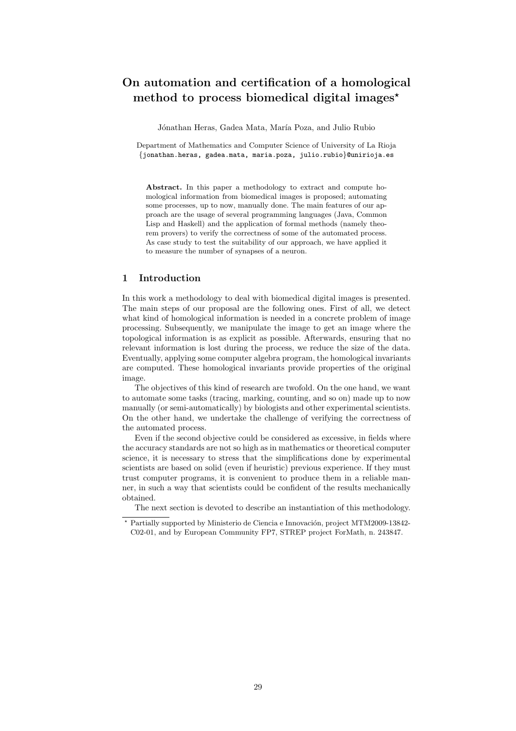# On automation and certification of a homological method to process biomedical digital images*

Jónathan Heras, Gadea Mata, María Poza, and Julio Rubio

Department of Mathematics and Computer Science of University of La Rioja
{jonathan.heras, gadea.mata, maria.poza, julio.rubio}@unirioja.es

**Abstract.** In this paper a methodology to extract and compute homological information from biomedical images is proposed; automating some processes, up to now, manually done. The main features of our approach are the usage of several programming languages (Java, Common Lisp and Haskell) and the application of formal methods (namely theorem provers) to verify the correctness of some of the automated process. As case study to test the suitability of our approach, we have applied it to measure the number of synapses of a neuron.

## 1 Introduction

In this work a methodology to deal with biomedical digital images is presented. The main steps of our proposal are the following ones. First of all, we detect what kind of homological information is needed in a concrete problem of image processing. Subsequently, we manipulate the image to get an image where the topological information is as explicit as possible. Afterwards, ensuring that no relevant information is lost during the process, we reduce the size of the data. Eventually, applying some computer algebra program, the homological invariants are computed. These homological invariants provide properties of the original image.

The objectives of this kind of research are twofold. On the one hand, we want to automate some tasks (tracing, marking, counting, and so on) made up to now manually (or semi-automatically) by biologists and other experimental scientists. On the other hand, we undertake the challenge of verifying the correctness of the automated process.

Even if the second objective could be considered as excessive, in fields where the accuracy standards are not so high as in mathematics or theoretical computer science, it is necessary to stress that the simplifications done by experimental scientists are based on solid (even if heuristic) previous experience. If they must trust computer programs, it is convenient to produce them in a reliable manner, in such a way that scientists could be confident of the results mechanically obtained.

The next section is devoted to describe an instantiation of this methodology.

* Partially supported by Ministerio de Ciencia e Innovación, project MTM2009-13842-C02-01, and by European Community FP7, STREP project ForMath, n. 243847.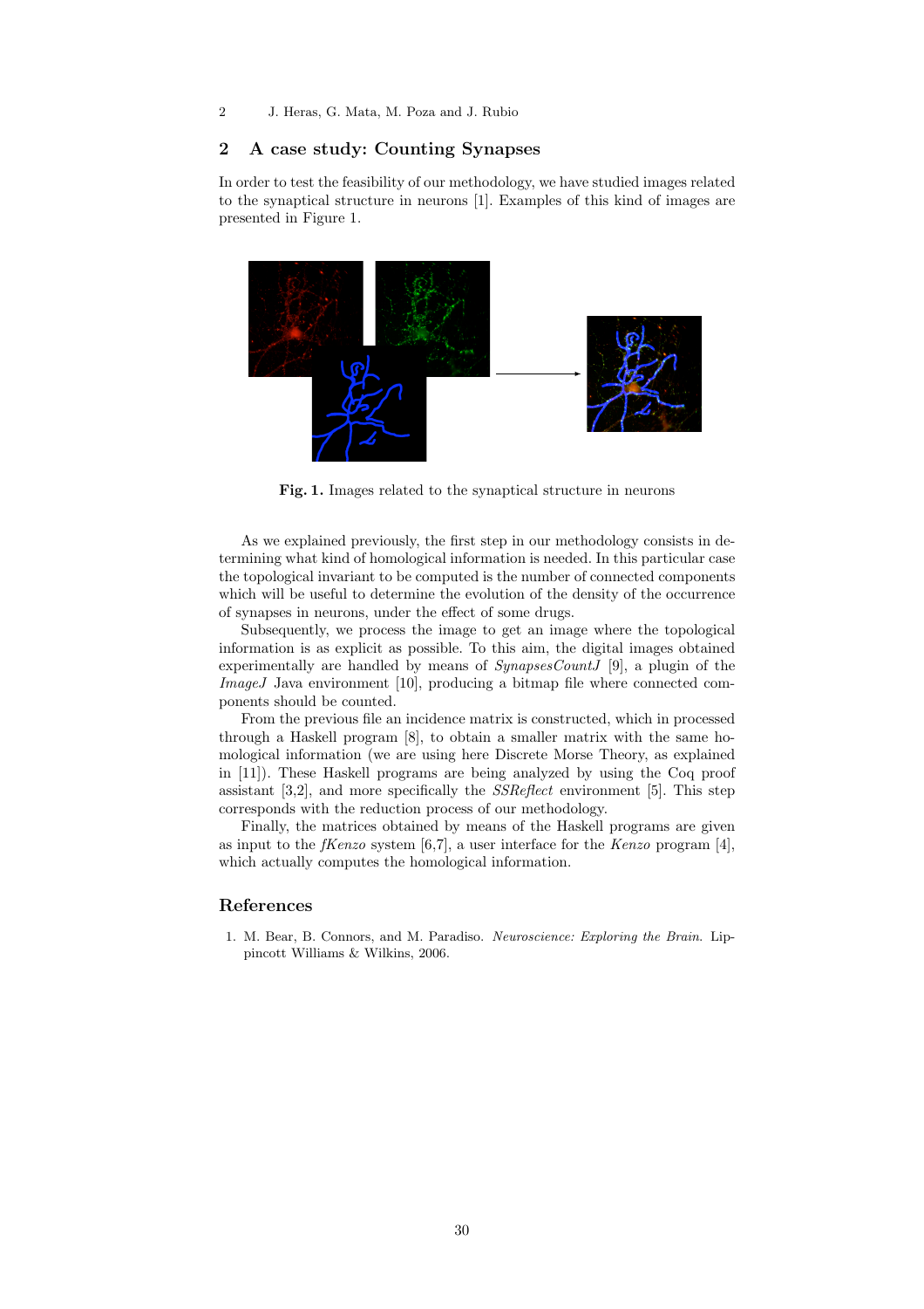## 2 A case study: Counting Synapses

In order to test the feasibility of our methodology, we have studied images related to the synaptical structure in neurons [1]. Examples of this kind of images are presented in Figure 1.

**Fig. 1.** Images related to the synaptical structure in neurons

As we explained previously, the first step in our methodology consists in determining what kind of homological information is needed. In this particular case the topological invariant to be computed is the number of connected components which will be useful to determine the evolution of the density of the occurrence of synapses in neurons, under the effect of some drugs.

Subsequently, we process the image to get an image where the topological information is as explicit as possible. To this aim, the digital images obtained experimentally are handled by means of *SynapsesCountJ* [9], a plugin of the *ImageJ* Java environment [10], producing a bitmap file where connected components should be counted.

From the previous file an incidence matrix is constructed, which in processed through a Haskell program [8], to obtain a smaller matrix with the same homological information (we are using here Discrete Morse Theory, as explained in [11]). These Haskell programs are being analyzed by using the Coq proof assistant [3,2], and more specifically the *SSReflect* environment [5]. This step corresponds with the reduction process of our methodology.

Finally, the matrices obtained by means of the Haskell programs are given as input to the *fKenzo* system [6,7], a user interface for the *Kenzo* program [4], which actually computes the homological information.

## References

1. M. Bear, B. Connors, and M. Paradiso. *Neuroscience: Exploring the Brain*. Lippincott Williams & Wilkins, 2006.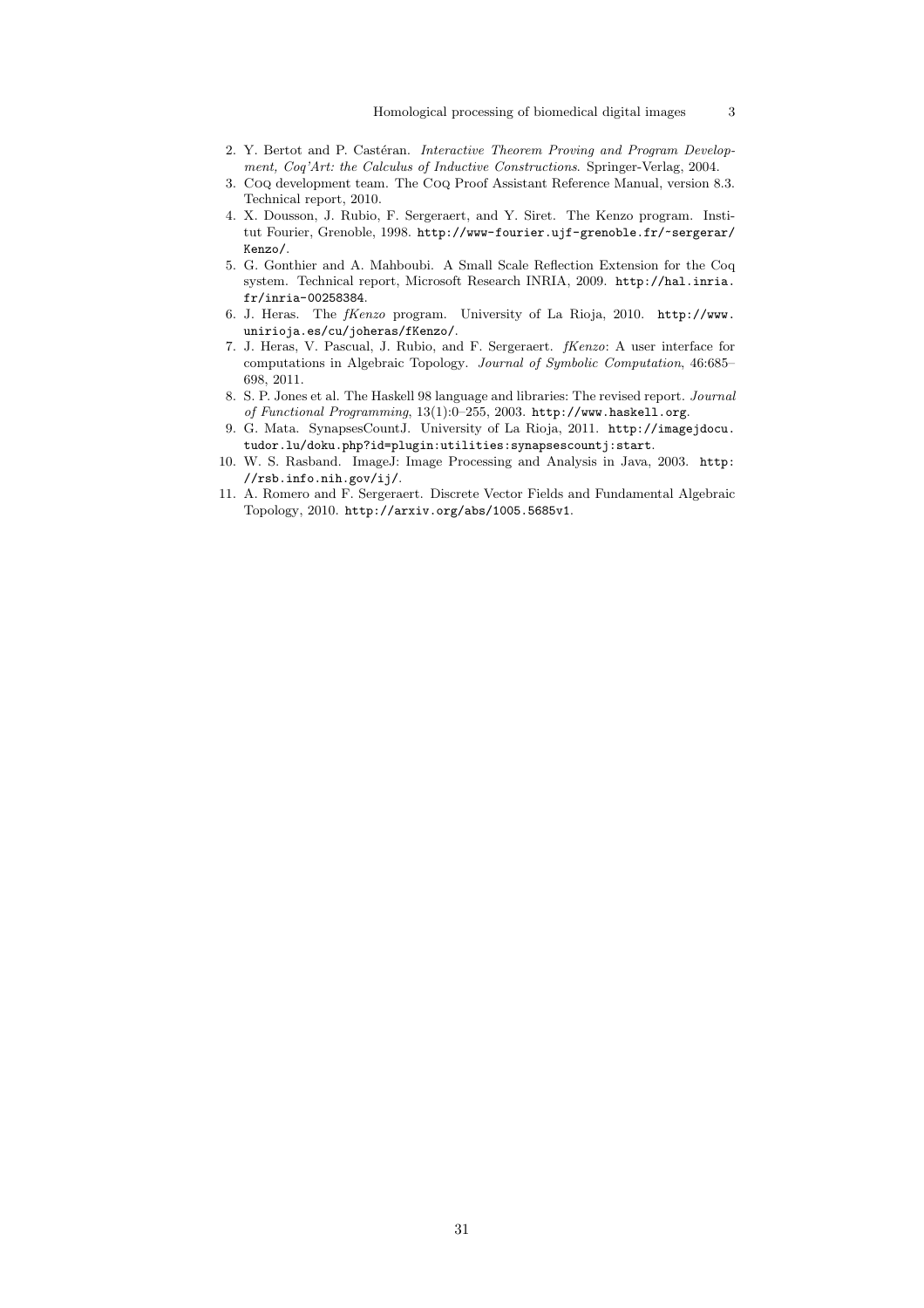2. Y. Bertot and P. Castéran. *Interactive Theorem Proving and Program Development, Coq'Art: the Calculus of Inductive Constructions*. Springer-Verlag, 2004.
3. Coq development team. The Coq Proof Assistant Reference Manual, version 8.3. Technical report, 2010.
4. X. Dousson, J. Rubio, F. Sergeraert, and Y. Siret. The Kenzo program. Institut Fourier, Grenoble, 1998. `http://www-fourier.ujf-grenoble.fr/~sergerar/Kenzo/`.
5. G. Gonthier and A. Mahboubi. A Small Scale Reflection Extension for the Coq system. Technical report, Microsoft Research INRIA, 2009. `http://hal.inria.fr/inria-00258384`.
6. J. Heras. The *fKenzo* program. University of La Rioja, 2010. `http://www.unirioja.es/cu/joheras/fKenzo/`.
7. J. Heras, V. Pascual, J. Rubio, and F. Sergeraert. *fKenzo*: A user interface for computations in Algebraic Topology. *Journal of Symbolic Computation*, 46:685–698, 2011.
8. S. P. Jones et al. The Haskell 98 language and libraries: The revised report. *Journal of Functional Programming*, 13(1):0–255, 2003. `http://www.haskell.org`.
9. G. Mata. SynapsesCountJ. University of La Rioja, 2011. `http://imagejdocu.tudor.lu/doku.php?id=plugin:utilities:synapsescountj:start`.
10. W. S. Rasband. ImageJ: Image Processing and Analysis in Java, 2003. `http://rsb.info.nih.gov/ij/`.
11. A. Romero and F. Sergeraert. Discrete Vector Fields and Fundamental Algebraic Topology, 2010. `http://arxiv.org/abs/1005.5685v1`.